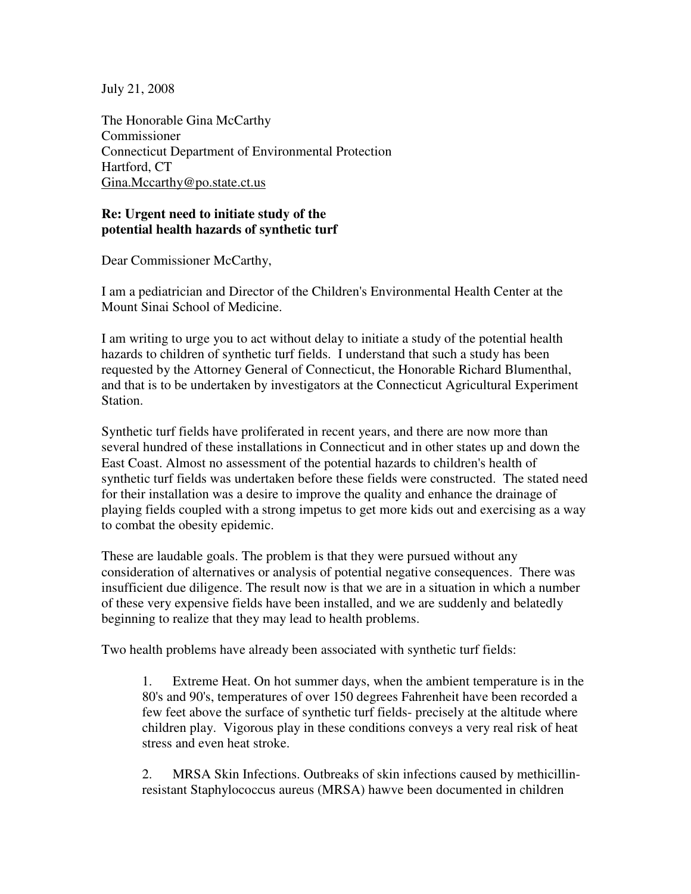July 21, 2008

The Honorable Gina McCarthy
Commissioner
Connecticut Department of Environmental Protection
Hartford, CT
Gina.Mccarthy@po.state.ct.us

**Re: Urgent need to initiate study of the potential health hazards of synthetic turf**

Dear Commissioner McCarthy,

I am a pediatrician and Director of the Children's Environmental Health Center at the Mount Sinai School of Medicine.

I am writing to urge you to act without delay to initiate a study of the potential health hazards to children of synthetic turf fields. I understand that such a study has been requested by the Attorney General of Connecticut, the Honorable Richard Blumenthal, and that is to be undertaken by investigators at the Connecticut Agricultural Experiment Station.

Synthetic turf fields have proliferated in recent years, and there are now more than several hundred of these installations in Connecticut and in other states up and down the East Coast. Almost no assessment of the potential hazards to children's health of synthetic turf fields was undertaken before these fields were constructed. The stated need for their installation was a desire to improve the quality and enhance the drainage of playing fields coupled with a strong impetus to get more kids out and exercising as a way to combat the obesity epidemic.

These are laudable goals. The problem is that they were pursued without any consideration of alternatives or analysis of potential negative consequences. There was insufficient due diligence. The result now is that we are in a situation in which a number of these very expensive fields have been installed, and we are suddenly and belatedly beginning to realize that they may lead to health problems.

Two health problems have already been associated with synthetic turf fields:

1. Extreme Heat. On hot summer days, when the ambient temperature is in the 80's and 90's, temperatures of over 150 degrees Fahrenheit have been recorded a few feet above the surface of synthetic turf fields- precisely at the altitude where children play. Vigorous play in these conditions conveys a very real risk of heat stress and even heat stroke.

2. MRSA Skin Infections. Outbreaks of skin infections caused by methicillin-resistant Staphylococcus aureus (MRSA) hawve been documented in children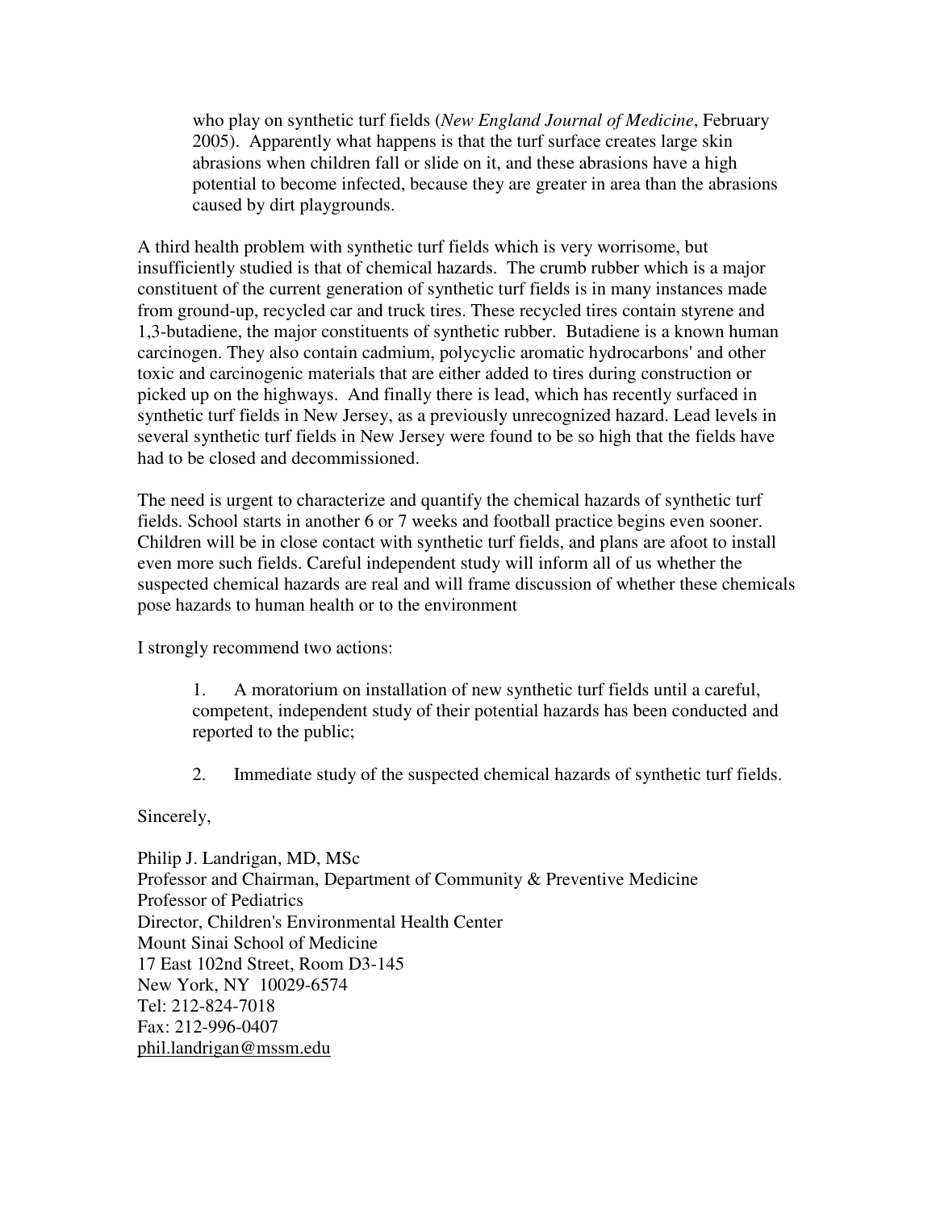who play on synthetic turf fields (*New England Journal of Medicine*, February 2005). Apparently what happens is that the turf surface creates large skin abrasions when children fall or slide on it, and these abrasions have a high potential to become infected, because they are greater in area than the abrasions caused by dirt playgrounds.

A third health problem with synthetic turf fields which is very worrisome, but insufficiently studied is that of chemical hazards. The crumb rubber which is a major constituent of the current generation of synthetic turf fields is in many instances made from ground-up, recycled car and truck tires. These recycled tires contain styrene and 1,3-butadiene, the major constituents of synthetic rubber. Butadiene is a known human carcinogen. They also contain cadmium, polycyclic aromatic hydrocarbons' and other toxic and carcinogenic materials that are either added to tires during construction or picked up on the highways. And finally there is lead, which has recently surfaced in synthetic turf fields in New Jersey, as a previously unrecognized hazard. Lead levels in several synthetic turf fields in New Jersey were found to be so high that the fields have had to be closed and decommissioned.

The need is urgent to characterize and quantify the chemical hazards of synthetic turf fields. School starts in another 6 or 7 weeks and football practice begins even sooner. Children will be in close contact with synthetic turf fields, and plans are afoot to install even more such fields. Careful independent study will inform all of us whether the suspected chemical hazards are real and will frame discussion of whether these chemicals pose hazards to human health or to the environment

I strongly recommend two actions:

1. A moratorium on installation of new synthetic turf fields until a careful, competent, independent study of their potential hazards has been conducted and reported to the public;

2. Immediate study of the suspected chemical hazards of synthetic turf fields.

Sincerely,

Philip J. Landrigan, MD, MSc
Professor and Chairman, Department of Community & Preventive Medicine
Professor of Pediatrics
Director, Children's Environmental Health Center
Mount Sinai School of Medicine
17 East 102nd Street, Room D3-145
New York, NY 10029-6574
Tel: 212-824-7018
Fax: 212-996-0407
phil.landrigan@mssm.edu